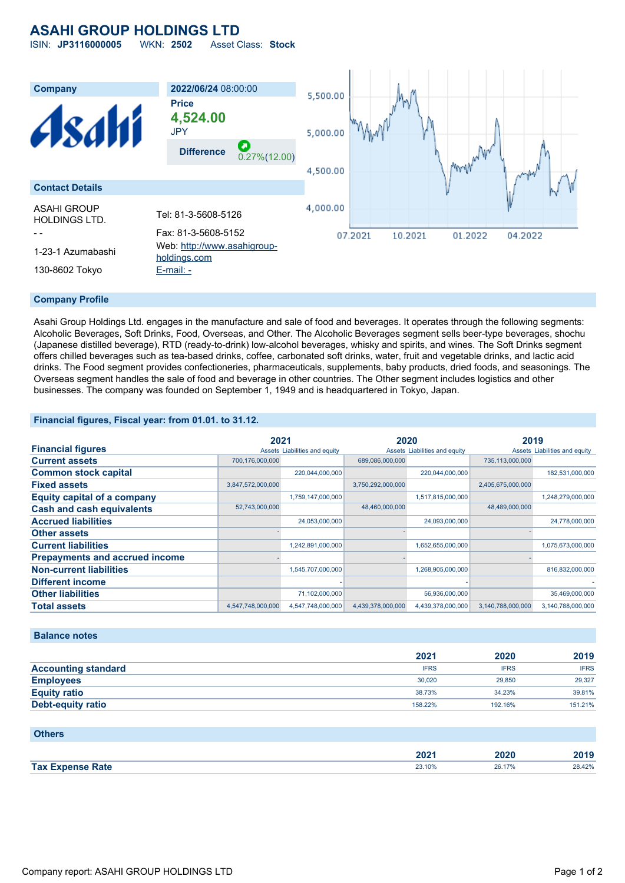# ASAHI GROUP HOLDINGS LTD

ISIN: **JP3116000005** WKN: **2502** Asset Class: **Stock**

## Company

**2022/06/24** 08:00:00

**Price**

**4,524.00**

JPY

**Difference** 0.27%(12.00)

## Contact Details

ASAHI GROUP HOLDINGS LTD.

- -

1-23-1 Azumabashi

130-8602 Tokyo

Tel: 81-3-5608-5126

Fax: 81-3-5608-5152

Web: http://www.asahigroup-holdings.com

E-mail: -

## Company Profile

Asahi Group Holdings Ltd. engages in the manufacture and sale of food and beverages. It operates through the following segments: Alcoholic Beverages, Soft Drinks, Food, Overseas, and Other. The Alcoholic Beverages segment sells beer-type beverages, shochu (Japanese distilled beverage), RTD (ready-to-drink) low-alcohol beverages, whisky and spirits, and wines. The Soft Drinks segment offers chilled beverages such as tea-based drinks, coffee, carbonated soft drinks, water, fruit and vegetable drinks, and lactic acid drinks. The Food segment provides confectioneries, pharmaceuticals, supplements, baby products, dried foods, and seasonings. The Overseas segment handles the sale of food and beverage in other countries. The Other segment includes logistics and other businesses. The company was founded on September 1, 1949 and is headquartered in Tokyo, Japan.

## Financial figures, Fiscal year: from 01.01. to 31.12.

| Financial figures | 2021 | | 2020 | | 2019 | |
|---|---|---|---|---|---|---|
| | Assets | Liabilities and equity | Assets | Liabilities and equity | Assets | Liabilities and equity |
| **Current assets** | 700,176,000,000 | | 689,086,000,000 | | 735,113,000,000 | |
| **Common stock capital** | | 220,044,000,000 | | 220,044,000,000 | | 182,531,000,000 |
| **Fixed assets** | 3,847,572,000,000 | | 3,750,292,000,000 | | 2,405,675,000,000 | |
| **Equity capital of a company** | | 1,759,147,000,000 | | 1,517,815,000,000 | | 1,248,279,000,000 |
| **Cash and cash equivalents** | 52,743,000,000 | | 48,460,000,000 | | 48,489,000,000 | |
| **Accrued liabilities** | | 24,053,000,000 | | 24,093,000,000 | | 24,778,000,000 |
| **Other assets** | - | | - | | - | |
| **Current liabilities** | | 1,242,891,000,000 | | 1,652,655,000,000 | | 1,075,673,000,000 |
| **Prepayments and accrued income** | - | | - | | - | |
| **Non-current liabilities** | | 1,545,707,000,000 | | 1,268,905,000,000 | | 816,832,000,000 |
| **Different income** | | - | | - | | - |
| **Other liabilities** | | 71,102,000,000 | | 56,936,000,000 | | 35,469,000,000 |
| **Total assets** | 4,547,748,000,000 | 4,547,748,000,000 | 4,439,378,000,000 | 4,439,378,000,000 | 3,140,788,000,000 | 3,140,788,000,000 |

## Balance notes

| | 2021 | 2020 | 2019 |
|---|---|---|---|
| **Accounting standard** | IFRS | IFRS | IFRS |
| **Employees** | 30,020 | 29,850 | 29,327 |
| **Equity ratio** | 38.73% | 34.23% | 39.81% |
| **Debt-equity ratio** | 158.22% | 192.16% | 151.21% |

## Others

| | 2021 | 2020 | 2019 |
|---|---|---|---|
| **Tax Expense Rate** | 23.10% | 26.17% | 28.42% |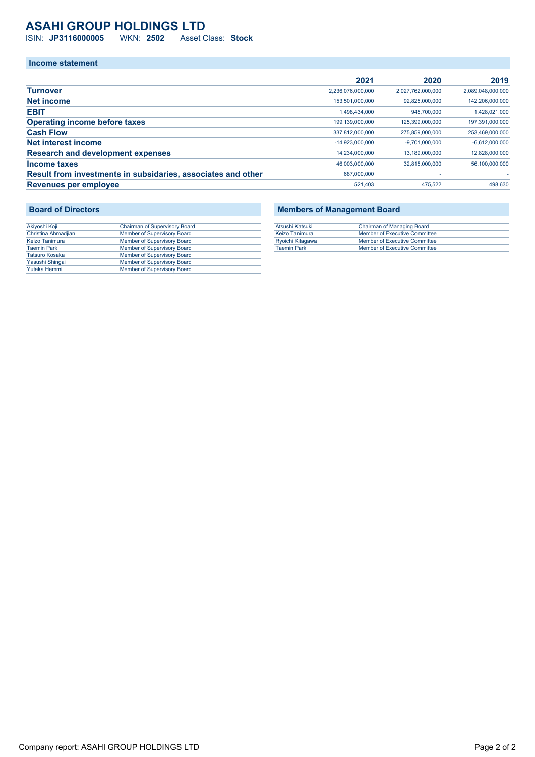# ASAHI GROUP HOLDINGS LTD

ISIN: **JP3116000005** WKN: **2502** Asset Class: **Stock**

## Income statement

| | 2021 | 2020 | 2019 |
|---|---|---|---|
| **Turnover** | 2,236,076,000,000 | 2,027,762,000,000 | 2,089,048,000,000 |
| **Net income** | 153,501,000,000 | 92,825,000,000 | 142,206,000,000 |
| **EBIT** | 1,498,434,000 | 945,700,000 | 1,428,021,000 |
| **Operating income before taxes** | 199,139,000,000 | 125,399,000,000 | 197,391,000,000 |
| **Cash Flow** | 337,812,000,000 | 275,859,000,000 | 253,469,000,000 |
| **Net interest income** | -14,923,000,000 | -9,701,000,000 | -6,612,000,000 |
| **Research and development expenses** | 14,234,000,000 | 13,189,000,000 | 12,828,000,000 |
| **Income taxes** | 46,003,000,000 | 32,815,000,000 | 56,100,000,000 |
| **Result from investments in subsidaries, associates and other** | 687,000,000 | - | - |
| **Revenues per employee** | 521,403 | 475,522 | 498,630 |

## Board of Directors

| | |
|---|---|
| Akiyoshi Koji | Chairman of Supervisory Board |
| Christina Ahmadjian | Member of Supervisory Board |
| Keizo Tanimura | Member of Supervisory Board |
| Taemin Park | Member of Supervisory Board |
| Tatsuro Kosaka | Member of Supervisory Board |
| Yasushi Shingai | Member of Supervisory Board |
| Yutaka Hemmi | Member of Supervisory Board |

## Members of Management Board

| | |
|---|---|
| Atsushi Katsuki | Chairman of Managing Board |
| Keizo Tanimura | Member of Executive Committee |
| Ryoichi Kitagawa | Member of Executive Committee |
| Taemin Park | Member of Executive Committee |